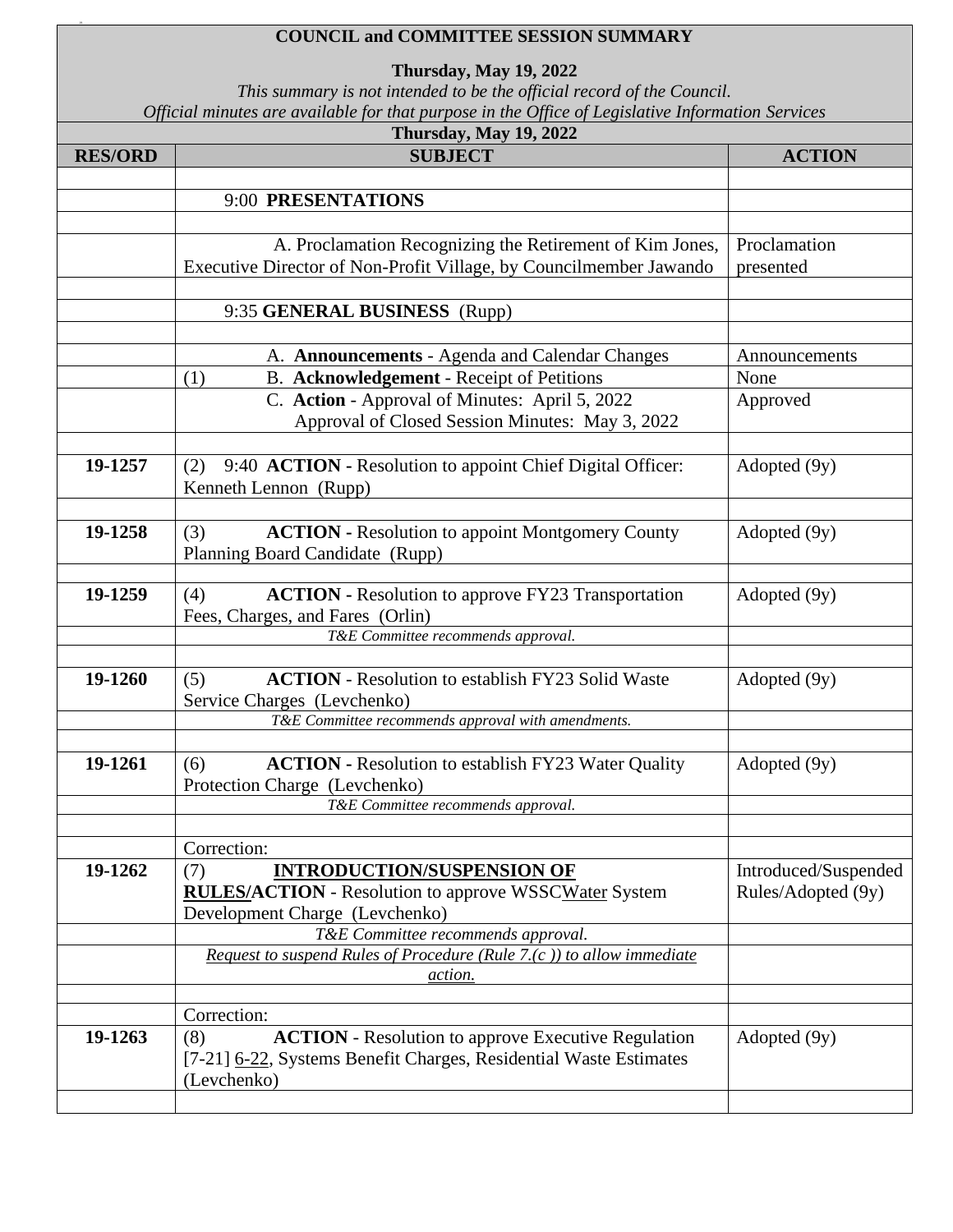# COUNCIL and COMMITTEE SESSION SUMMARY

**Thursday, May 19, 2022**

*This summary is not intended to be the official record of the Council.*
*Official minutes are available for that purpose in the Office of Legislative Information Services*

**Thursday, May 19, 2022**

| RES/ORD | SUBJECT | ACTION |
|---|---|---|
| | 9:00 **PRESENTATIONS** | |
| | A. Proclamation Recognizing the Retirement of Kim Jones, Executive Director of Non-Profit Village, by Councilmember Jawando | Proclamation presented |
| | 9:35 **GENERAL BUSINESS** (Rupp) | |
| | A. **Announcements** - Agenda and Calendar Changes | Announcements |
| | (1) B. **Acknowledgement** - Receipt of Petitions | None |
| | C. **Action** - Approval of Minutes: April 5, 2022 Approval of Closed Session Minutes: May 3, 2022 | Approved |
| **19-1257** | (2) 9:40 **ACTION** - Resolution to appoint Chief Digital Officer: Kenneth Lennon (Rupp) | Adopted (9y) |
| **19-1258** | (3) **ACTION -** Resolution to appoint Montgomery County Planning Board Candidate (Rupp) | Adopted (9y) |
| **19-1259** | (4) **ACTION -** Resolution to approve FY23 Transportation Fees, Charges, and Fares (Orlin) | Adopted (9y) |
| | *T&E Committee recommends approval.* | |
| **19-1260** | (5) **ACTION** - Resolution to establish FY23 Solid Waste Service Charges (Levchenko) | Adopted (9y) |
| | *T&E Committee recommends approval with amendments.* | |
| **19-1261** | (6) **ACTION -** Resolution to establish FY23 Water Quality Protection Charge (Levchenko) | Adopted (9y) |
| | *T&E Committee recommends approval.* | |
| | Correction: | |
| **19-1262** | (7) **INTRODUCTION/SUSPENSION OF RULES/ACTION** - Resolution to approve WSSCWater System Development Charge (Levchenko) | Introduced/Suspended Rules/Adopted (9y) |
| | *T&E Committee recommends approval.* | |
| | *Request to suspend Rules of Procedure (Rule 7.(c )) to allow immediate action.* | |
| | Correction: | |
| **19-1263** | (8) **ACTION** - Resolution to approve Executive Regulation [7-21] 6-22, Systems Benefit Charges, Residential Waste Estimates (Levchenko) | Adopted (9y) |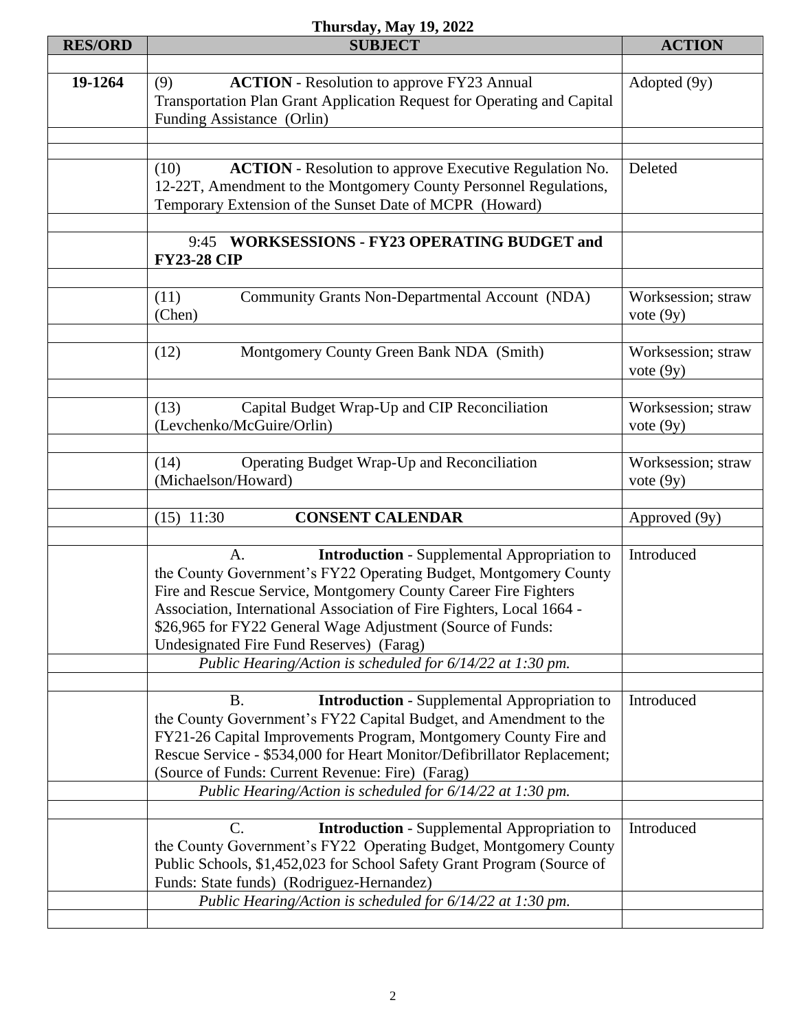**Thursday, May 19, 2022**

| RES/ORD | SUBJECT | ACTION |
|---|---|---|
| | | |
| 19-1264 | (9) **ACTION** - Resolution to approve FY23 Annual Transportation Plan Grant Application Request for Operating and Capital Funding Assistance (Orlin) | Adopted (9y) |
| | | |
| | | |
| | (10) **ACTION** - Resolution to approve Executive Regulation No. 12-22T, Amendment to the Montgomery County Personnel Regulations, Temporary Extension of the Sunset Date of MCPR (Howard) | Deleted |
| | | |
| | 9:45 **WORKSESSIONS - FY23 OPERATING BUDGET and FY23-28 CIP** | |
| | | |
| | (11) Community Grants Non-Departmental Account (NDA) (Chen) | Worksession; straw vote (9y) |
| | | |
| | (12) Montgomery County Green Bank NDA (Smith) | Worksession; straw vote (9y) |
| | | |
| | (13) Capital Budget Wrap-Up and CIP Reconciliation (Levchenko/McGuire/Orlin) | Worksession; straw vote (9y) |
| | | |
| | (14) Operating Budget Wrap-Up and Reconciliation (Michaelson/Howard) | Worksession; straw vote (9y) |
| | | |
| | (15) 11:30 **CONSENT CALENDAR** | Approved (9y) |
| | | |
| | A. **Introduction** - Supplemental Appropriation to the County Government's FY22 Operating Budget, Montgomery County Fire and Rescue Service, Montgomery County Career Fire Fighters Association, International Association of Fire Fighters, Local 1664 - \$26,965 for FY22 General Wage Adjustment (Source of Funds: Undesignated Fire Fund Reserves) (Farag) | Introduced |
| | *Public Hearing/Action is scheduled for 6/14/22 at 1:30 pm.* | |
| | | |
| | B. **Introduction** - Supplemental Appropriation to the County Government's FY22 Capital Budget, and Amendment to the FY21-26 Capital Improvements Program, Montgomery County Fire and Rescue Service - \$534,000 for Heart Monitor/Defibrillator Replacement; (Source of Funds: Current Revenue: Fire) (Farag) | Introduced |
| | *Public Hearing/Action is scheduled for 6/14/22 at 1:30 pm.* | |
| | | |
| | C. **Introduction** - Supplemental Appropriation to the County Government's FY22 Operating Budget, Montgomery County Public Schools, \$1,452,023 for School Safety Grant Program (Source of Funds: State funds) (Rodriguez-Hernandez) | Introduced |
| | *Public Hearing/Action is scheduled for 6/14/22 at 1:30 pm.* | |
| | | |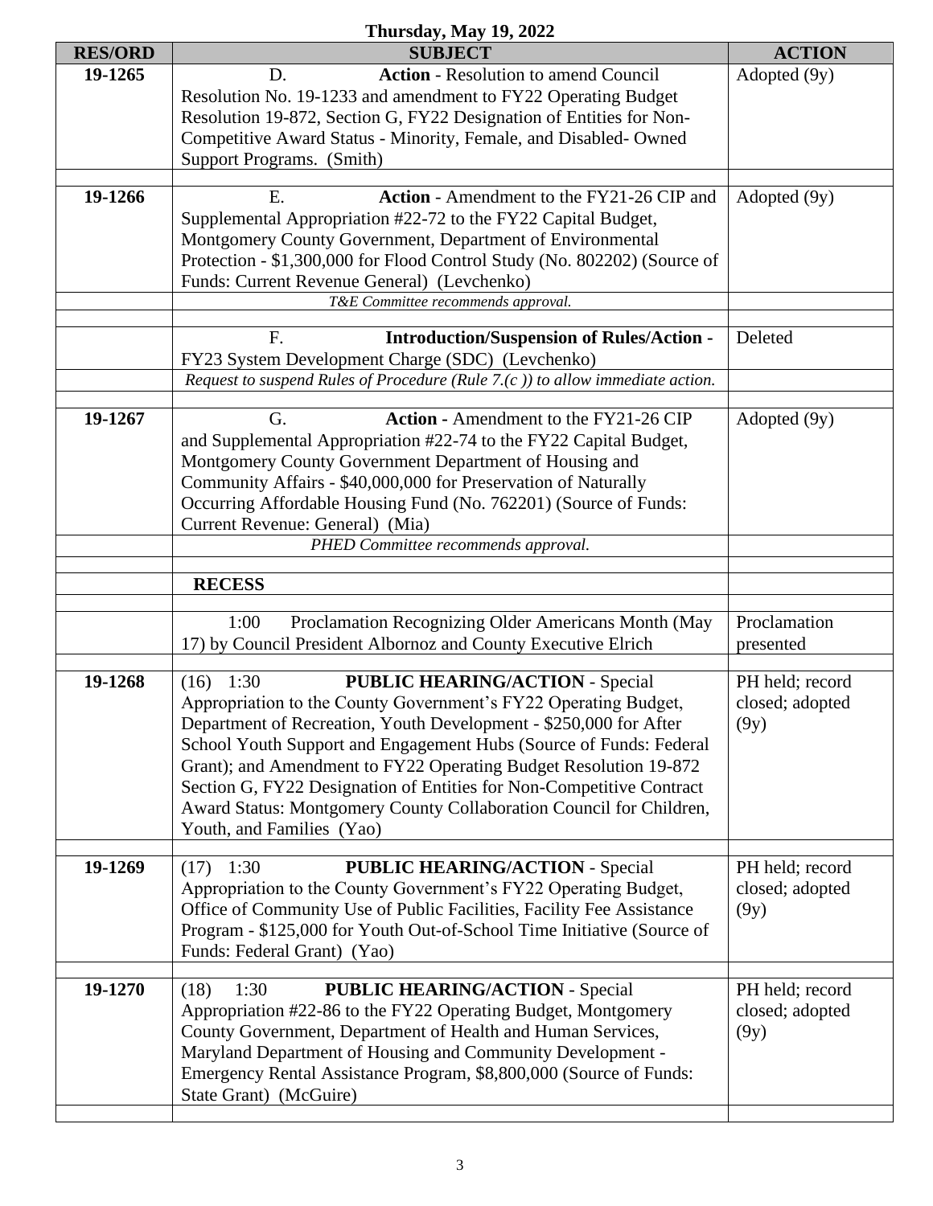**Thursday, May 19, 2022**

| RES/ORD | SUBJECT | ACTION |
|---|---|---|
| 19-1265 | D. **Action** - Resolution to amend Council Resolution No. 19-1233 and amendment to FY22 Operating Budget Resolution 19-872, Section G, FY22 Designation of Entities for Non-Competitive Award Status - Minority, Female, and Disabled- Owned Support Programs. (Smith) | Adopted (9y) |
| | | |
| 19-1266 | E. **Action** - Amendment to the FY21-26 CIP and Supplemental Appropriation #22-72 to the FY22 Capital Budget, Montgomery County Government, Department of Environmental Protection - $1,300,000 for Flood Control Study (No. 802202) (Source of Funds: Current Revenue General) (Levchenko) | Adopted (9y) |
| | *T&E Committee recommends approval.* | |
| | | |
| | F. **Introduction/Suspension of Rules/Action -** FY23 System Development Charge (SDC) (Levchenko) | Deleted |
| | *Request to suspend Rules of Procedure (Rule 7.(c )) to allow immediate action.* | |
| | | |
| 19-1267 | G. **Action -** Amendment to the FY21-26 CIP and Supplemental Appropriation #22-74 to the FY22 Capital Budget, Montgomery County Government Department of Housing and Community Affairs - $40,000,000 for Preservation of Naturally Occurring Affordable Housing Fund (No. 762201) (Source of Funds: Current Revenue: General) (Mia) | Adopted (9y) |
| | *PHED Committee recommends approval.* | |
| | | |
| | **RECESS** | |
| | | |
| | 1:00 Proclamation Recognizing Older Americans Month (May 17) by Council President Albornoz and County Executive Elrich | Proclamation presented |
| | | |
| 19-1268 | (16) 1:30 **PUBLIC HEARING/ACTION** - Special Appropriation to the County Government's FY22 Operating Budget, Department of Recreation, Youth Development - $250,000 for After School Youth Support and Engagement Hubs (Source of Funds: Federal Grant); and Amendment to FY22 Operating Budget Resolution 19-872 Section G, FY22 Designation of Entities for Non-Competitive Contract Award Status: Montgomery County Collaboration Council for Children, Youth, and Families (Yao) | PH held; record closed; adopted (9y) |
| | | |
| 19-1269 | (17) 1:30 **PUBLIC HEARING/ACTION** - Special Appropriation to the County Government's FY22 Operating Budget, Office of Community Use of Public Facilities, Facility Fee Assistance Program - $125,000 for Youth Out-of-School Time Initiative (Source of Funds: Federal Grant) (Yao) | PH held; record closed; adopted (9y) |
| | | |
| 19-1270 | (18) 1:30 **PUBLIC HEARING/ACTION** - Special Appropriation #22-86 to the FY22 Operating Budget, Montgomery County Government, Department of Health and Human Services, Maryland Department of Housing and Community Development - Emergency Rental Assistance Program, $8,800,000 (Source of Funds: State Grant) (McGuire) | PH held; record closed; adopted (9y) |
| | | |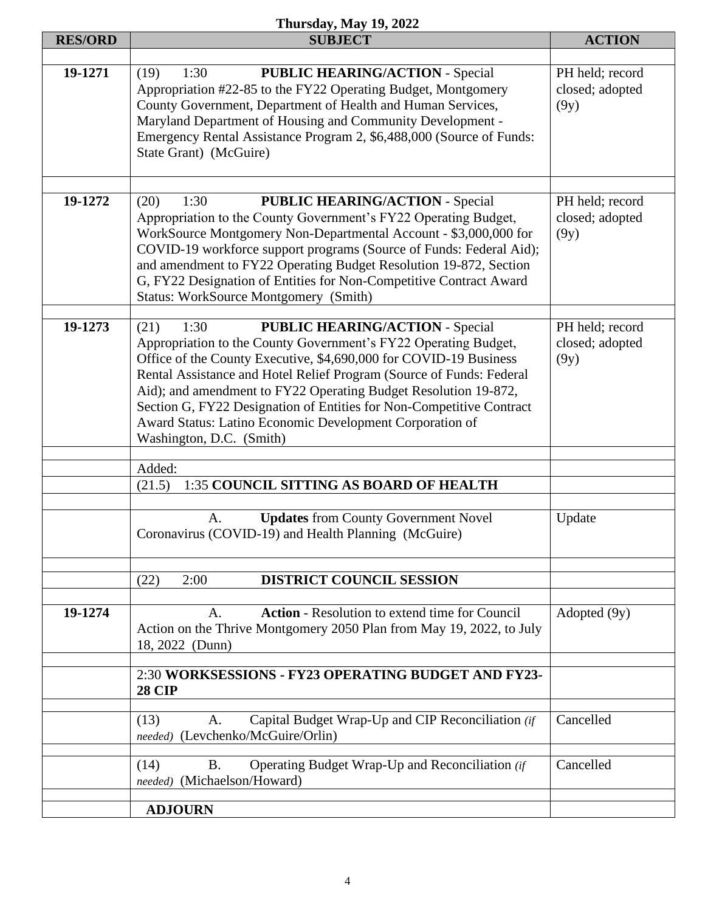**Thursday, May 19, 2022**

| RES/ORD | SUBJECT | ACTION |
|---|---|---|
| | | |
| **19-1271** | (19) 1:30 **PUBLIC HEARING/ACTION** - Special Appropriation #22-85 to the FY22 Operating Budget, Montgomery County Government, Department of Health and Human Services, Maryland Department of Housing and Community Development - Emergency Rental Assistance Program 2, $6,488,000 (Source of Funds: State Grant) (McGuire) | PH held; record closed; adopted (9y) |
| | | |
| **19-1272** | (20) 1:30 **PUBLIC HEARING/ACTION** - Special Appropriation to the County Government's FY22 Operating Budget, WorkSource Montgomery Non-Departmental Account - $3,000,000 for COVID-19 workforce support programs (Source of Funds: Federal Aid); and amendment to FY22 Operating Budget Resolution 19-872, Section G, FY22 Designation of Entities for Non-Competitive Contract Award Status: WorkSource Montgomery (Smith) | PH held; record closed; adopted (9y) |
| | | |
| **19-1273** | (21) 1:30 **PUBLIC HEARING/ACTION** - Special Appropriation to the County Government's FY22 Operating Budget, Office of the County Executive, $4,690,000 for COVID-19 Business Rental Assistance and Hotel Relief Program (Source of Funds: Federal Aid); and amendment to FY22 Operating Budget Resolution 19-872, Section G, FY22 Designation of Entities for Non-Competitive Contract Award Status: Latino Economic Development Corporation of Washington, D.C. (Smith) | PH held; record closed; adopted (9y) |
| | | |
| | Added: | |
| | (21.5) 1:35 **COUNCIL SITTING AS BOARD OF HEALTH** | |
| | | |
| | A. **Updates** from County Government Novel Coronavirus (COVID-19) and Health Planning (McGuire) | Update |
| | | |
| | (22) 2:00 **DISTRICT COUNCIL SESSION** | |
| | | |
| **19-1274** | A. **Action** - Resolution to extend time for Council Action on the Thrive Montgomery 2050 Plan from May 19, 2022, to July 18, 2022 (Dunn) | Adopted (9y) |
| | | |
| | 2:30 **WORKSESSIONS - FY23 OPERATING BUDGET AND FY23-28 CIP** | |
| | | |
| | (13) A. Capital Budget Wrap-Up and CIP Reconciliation *(if needed)* (Levchenko/McGuire/Orlin) | Cancelled |
| | | |
| | (14) B. Operating Budget Wrap-Up and Reconciliation *(if needed)* (Michaelson/Howard) | Cancelled |
| | | |
| | **ADJOURN** | |